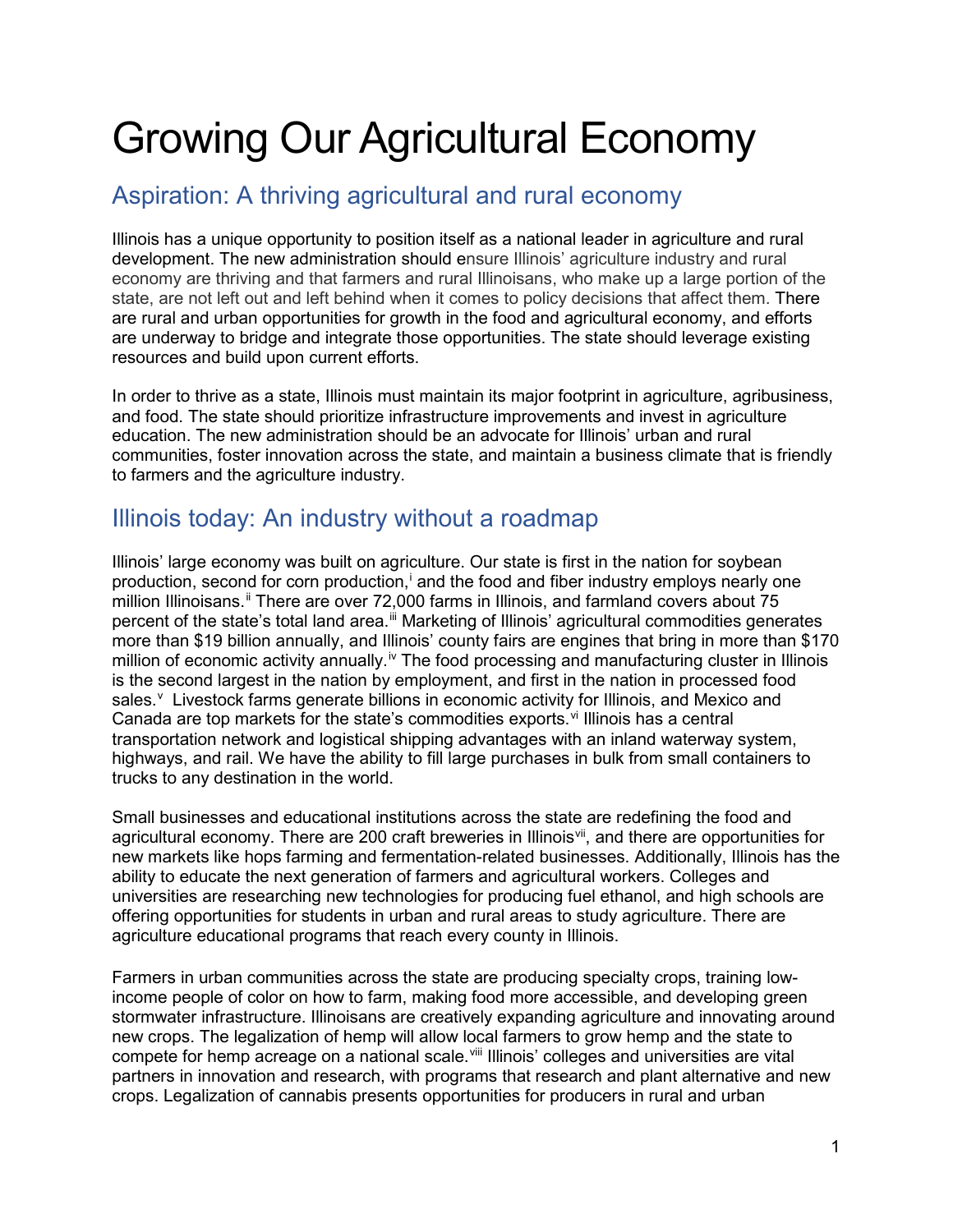# Growing Our Agricultural Economy

## Aspiration: A thriving agricultural and rural economy

Illinois has a unique opportunity to position itself as a national leader in agriculture and rural development. The new administration should ensure Illinois' agriculture industry and rural economy are thriving and that farmers and rural Illinoisans, who make up a large portion of the state, are not left out and left behind when it comes to policy decisions that affect them. There are rural and urban opportunities for growth in the food and agricultural economy, and efforts are underway to bridge and integrate those opportunities. The state should leverage existing resources and build upon current efforts.

In order to thrive as a state, Illinois must maintain its major footprint in agriculture, agribusiness, and food. The state should prioritize infrastructure improvements and invest in agriculture education. The new administration should be an advocate for Illinois' urban and rural communities, foster innovation across the state, and maintain a business climate that is friendly to farmers and the agriculture industry.

## Illinois today: An industry without a roadmap

Illinois' large economy was built on agriculture. Our state is first in the nation for soybean production,[i] second for corn production,[i] and the food and fiber industry employs nearly one million Illinoisans.[ii] There are over 72,000 farms in Illinois, and farmland covers about 75 percent of the state's total land area.[iii] Marketing of Illinois' agricultural commodities generates more than $19 billion annually, and Illinois' county fairs are engines that bring in more than $170 million of economic activity annually.[iv] The food processing and manufacturing cluster in Illinois is the second largest in the nation by employment, and first in the nation in processed food sales.[v] Livestock farms generate billions in economic activity for Illinois, and Mexico and Canada are top markets for the state's commodities exports.[vi] Illinois has a central transportation network and logistical shipping advantages with an inland waterway system, highways, and rail. We have the ability to fill large purchases in bulk from small containers to trucks to any destination in the world.

Small businesses and educational institutions across the state are redefining the food and agricultural economy. There are 200 craft breweries in Illinois[vii], and there are opportunities for new markets like hops farming and fermentation-related businesses. Additionally, Illinois has the ability to educate the next generation of farmers and agricultural workers. Colleges and universities are researching new technologies for producing fuel ethanol, and high schools are offering opportunities for students in urban and rural areas to study agriculture. There are agriculture educational programs that reach every county in Illinois.

Farmers in urban communities across the state are producing specialty crops, training low-income people of color on how to farm, making food more accessible, and developing green stormwater infrastructure. Illinoisans are creatively expanding agriculture and innovating around new crops. The legalization of hemp will allow local farmers to grow hemp and the state to compete for hemp acreage on a national scale.[viii] Illinois' colleges and universities are vital partners in innovation and research, with programs that research and plant alternative and new crops. Legalization of cannabis presents opportunities for producers in rural and urban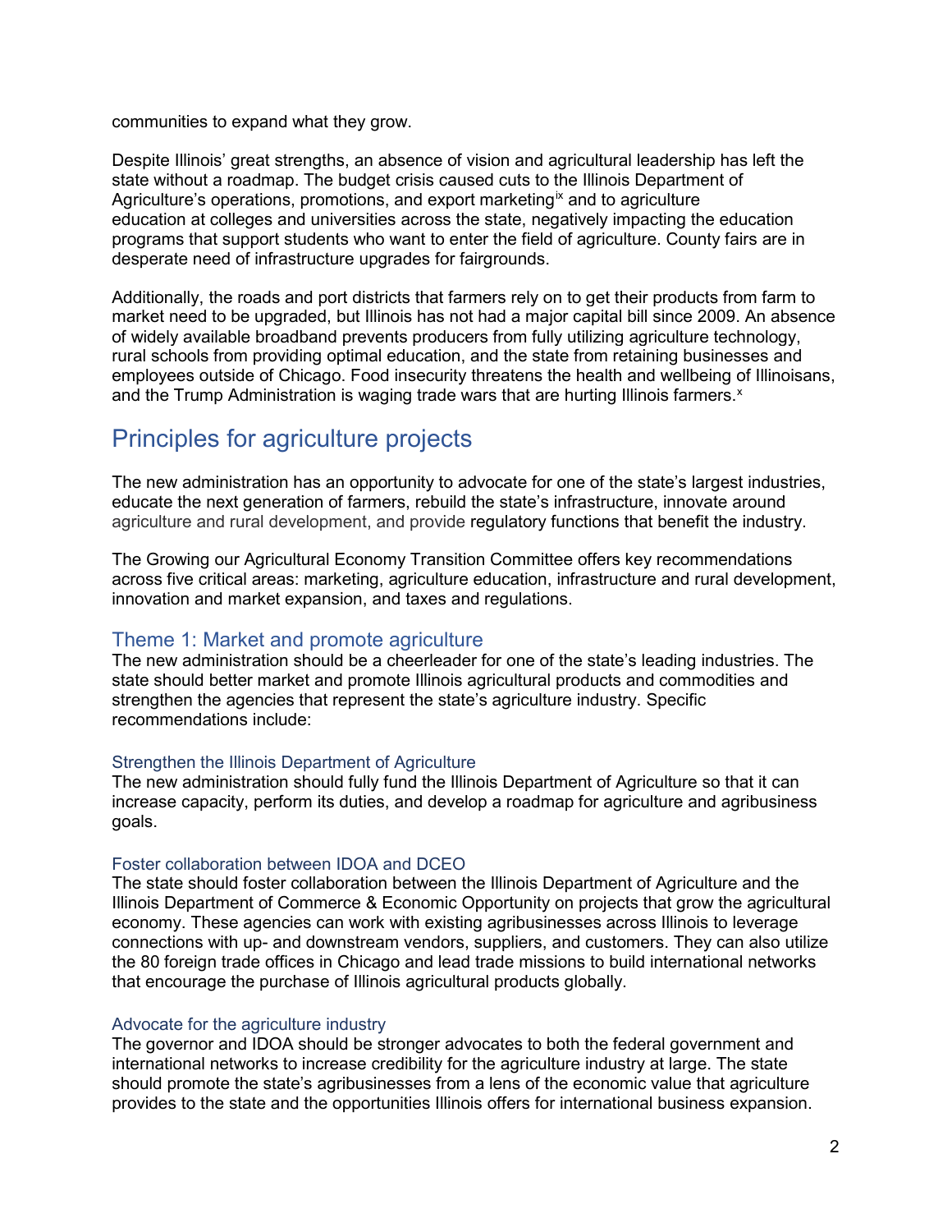communities to expand what they grow.

Despite Illinois' great strengths, an absence of vision and agricultural leadership has left the state without a roadmap. The budget crisis caused cuts to the Illinois Department of Agriculture's operations, promotions, and export marketing[ix] and to agriculture education at colleges and universities across the state, negatively impacting the education programs that support students who want to enter the field of agriculture. County fairs are in desperate need of infrastructure upgrades for fairgrounds.

Additionally, the roads and port districts that farmers rely on to get their products from farm to market need to be upgraded, but Illinois has not had a major capital bill since 2009. An absence of widely available broadband prevents producers from fully utilizing agriculture technology, rural schools from providing optimal education, and the state from retaining businesses and employees outside of Chicago. Food insecurity threatens the health and wellbeing of Illinoisans, and the Trump Administration is waging trade wars that are hurting Illinois farmers.[x]

## Principles for agriculture projects

The new administration has an opportunity to advocate for one of the state's largest industries, educate the next generation of farmers, rebuild the state's infrastructure, innovate around agriculture and rural development, and provide regulatory functions that benefit the industry.

The Growing our Agricultural Economy Transition Committee offers key recommendations across five critical areas: marketing, agriculture education, infrastructure and rural development, innovation and market expansion, and taxes and regulations.

### Theme 1: Market and promote agriculture

The new administration should be a cheerleader for one of the state's leading industries. The state should better market and promote Illinois agricultural products and commodities and strengthen the agencies that represent the state's agriculture industry. Specific recommendations include:

#### Strengthen the Illinois Department of Agriculture

The new administration should fully fund the Illinois Department of Agriculture so that it can increase capacity, perform its duties, and develop a roadmap for agriculture and agribusiness goals.

#### Foster collaboration between IDOA and DCEO

The state should foster collaboration between the Illinois Department of Agriculture and the Illinois Department of Commerce & Economic Opportunity on projects that grow the agricultural economy. These agencies can work with existing agribusinesses across Illinois to leverage connections with up- and downstream vendors, suppliers, and customers. They can also utilize the 80 foreign trade offices in Chicago and lead trade missions to build international networks that encourage the purchase of Illinois agricultural products globally.

#### Advocate for the agriculture industry

The governor and IDOA should be stronger advocates to both the federal government and international networks to increase credibility for the agriculture industry at large. The state should promote the state's agribusinesses from a lens of the economic value that agriculture provides to the state and the opportunities Illinois offers for international business expansion.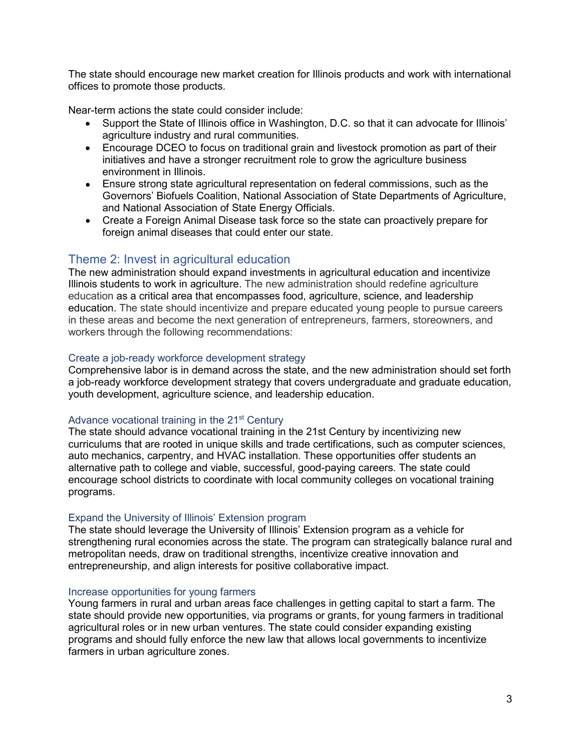The state should encourage new market creation for Illinois products and work with international offices to promote those products.

Near-term actions the state could consider include:

- Support the State of Illinois office in Washington, D.C. so that it can advocate for Illinois' agriculture industry and rural communities.
- Encourage DCEO to focus on traditional grain and livestock promotion as part of their initiatives and have a stronger recruitment role to grow the agriculture business environment in Illinois.
- Ensure strong state agricultural representation on federal commissions, such as the Governors' Biofuels Coalition, National Association of State Departments of Agriculture, and National Association of State Energy Officials.
- Create a Foreign Animal Disease task force so the state can proactively prepare for foreign animal diseases that could enter our state.

## Theme 2: Invest in agricultural education

The new administration should expand investments in agricultural education and incentivize Illinois students to work in agriculture. The new administration should redefine agriculture education as a critical area that encompasses food, agriculture, science, and leadership education. The state should incentivize and prepare educated young people to pursue careers in these areas and become the next generation of entrepreneurs, farmers, storeowners, and workers through the following recommendations:

### Create a job-ready workforce development strategy

Comprehensive labor is in demand across the state, and the new administration should set forth a job-ready workforce development strategy that covers undergraduate and graduate education, youth development, agriculture science, and leadership education.

### Advance vocational training in the 21st Century

The state should advance vocational training in the 21st Century by incentivizing new curriculums that are rooted in unique skills and trade certifications, such as computer sciences, auto mechanics, carpentry, and HVAC installation. These opportunities offer students an alternative path to college and viable, successful, good-paying careers. The state could encourage school districts to coordinate with local community colleges on vocational training programs.

### Expand the University of Illinois' Extension program

The state should leverage the University of Illinois' Extension program as a vehicle for strengthening rural economies across the state. The program can strategically balance rural and metropolitan needs, draw on traditional strengths, incentivize creative innovation and entrepreneurship, and align interests for positive collaborative impact.

### Increase opportunities for young farmers

Young farmers in rural and urban areas face challenges in getting capital to start a farm. The state should provide new opportunities, via programs or grants, for young farmers in traditional agricultural roles or in new urban ventures. The state could consider expanding existing programs and should fully enforce the new law that allows local governments to incentivize farmers in urban agriculture zones.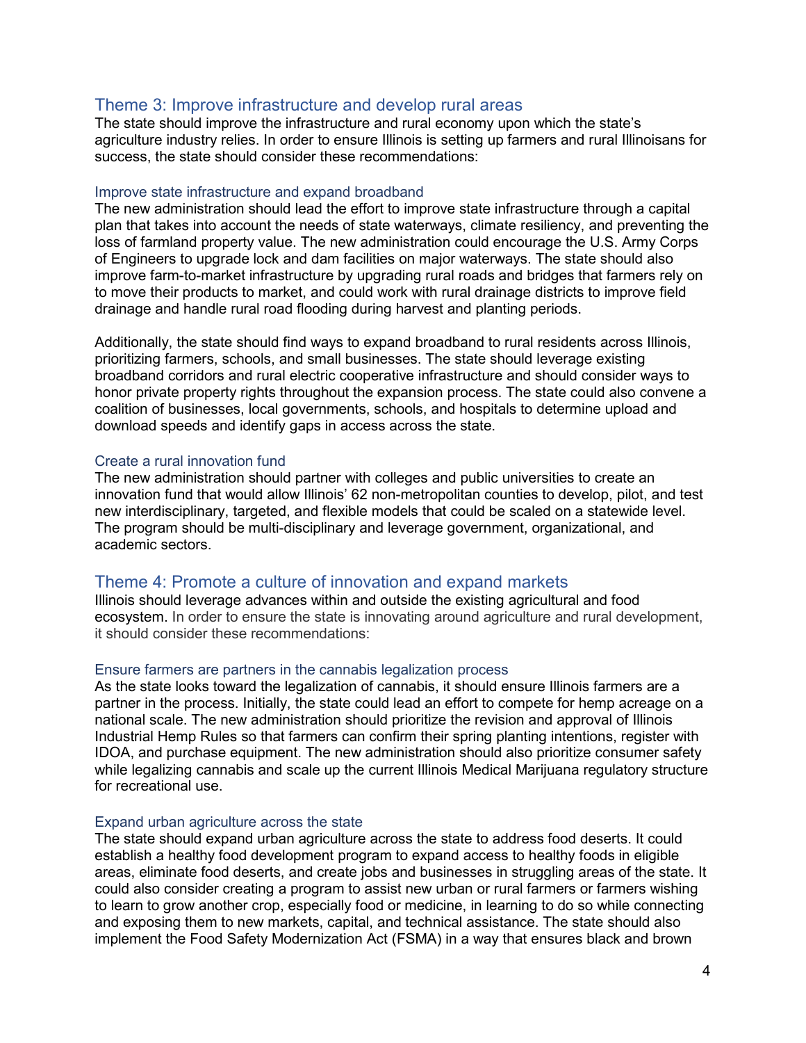## Theme 3: Improve infrastructure and develop rural areas

The state should improve the infrastructure and rural economy upon which the state's agriculture industry relies. In order to ensure Illinois is setting up farmers and rural Illinoisans for success, the state should consider these recommendations:

### Improve state infrastructure and expand broadband

The new administration should lead the effort to improve state infrastructure through a capital plan that takes into account the needs of state waterways, climate resiliency, and preventing the loss of farmland property value. The new administration could encourage the U.S. Army Corps of Engineers to upgrade lock and dam facilities on major waterways. The state should also improve farm-to-market infrastructure by upgrading rural roads and bridges that farmers rely on to move their products to market, and could work with rural drainage districts to improve field drainage and handle rural road flooding during harvest and planting periods.

Additionally, the state should find ways to expand broadband to rural residents across Illinois, prioritizing farmers, schools, and small businesses. The state should leverage existing broadband corridors and rural electric cooperative infrastructure and should consider ways to honor private property rights throughout the expansion process. The state could also convene a coalition of businesses, local governments, schools, and hospitals to determine upload and download speeds and identify gaps in access across the state.

### Create a rural innovation fund

The new administration should partner with colleges and public universities to create an innovation fund that would allow Illinois' 62 non-metropolitan counties to develop, pilot, and test new interdisciplinary, targeted, and flexible models that could be scaled on a statewide level. The program should be multi-disciplinary and leverage government, organizational, and academic sectors.

## Theme 4: Promote a culture of innovation and expand markets

Illinois should leverage advances within and outside the existing agricultural and food ecosystem. In order to ensure the state is innovating around agriculture and rural development, it should consider these recommendations:

### Ensure farmers are partners in the cannabis legalization process

As the state looks toward the legalization of cannabis, it should ensure Illinois farmers are a partner in the process. Initially, the state could lead an effort to compete for hemp acreage on a national scale. The new administration should prioritize the revision and approval of Illinois Industrial Hemp Rules so that farmers can confirm their spring planting intentions, register with IDOA, and purchase equipment. The new administration should also prioritize consumer safety while legalizing cannabis and scale up the current Illinois Medical Marijuana regulatory structure for recreational use.

### Expand urban agriculture across the state

The state should expand urban agriculture across the state to address food deserts. It could establish a healthy food development program to expand access to healthy foods in eligible areas, eliminate food deserts, and create jobs and businesses in struggling areas of the state. It could also consider creating a program to assist new urban or rural farmers or farmers wishing to learn to grow another crop, especially food or medicine, in learning to do so while connecting and exposing them to new markets, capital, and technical assistance. The state should also implement the Food Safety Modernization Act (FSMA) in a way that ensures black and brown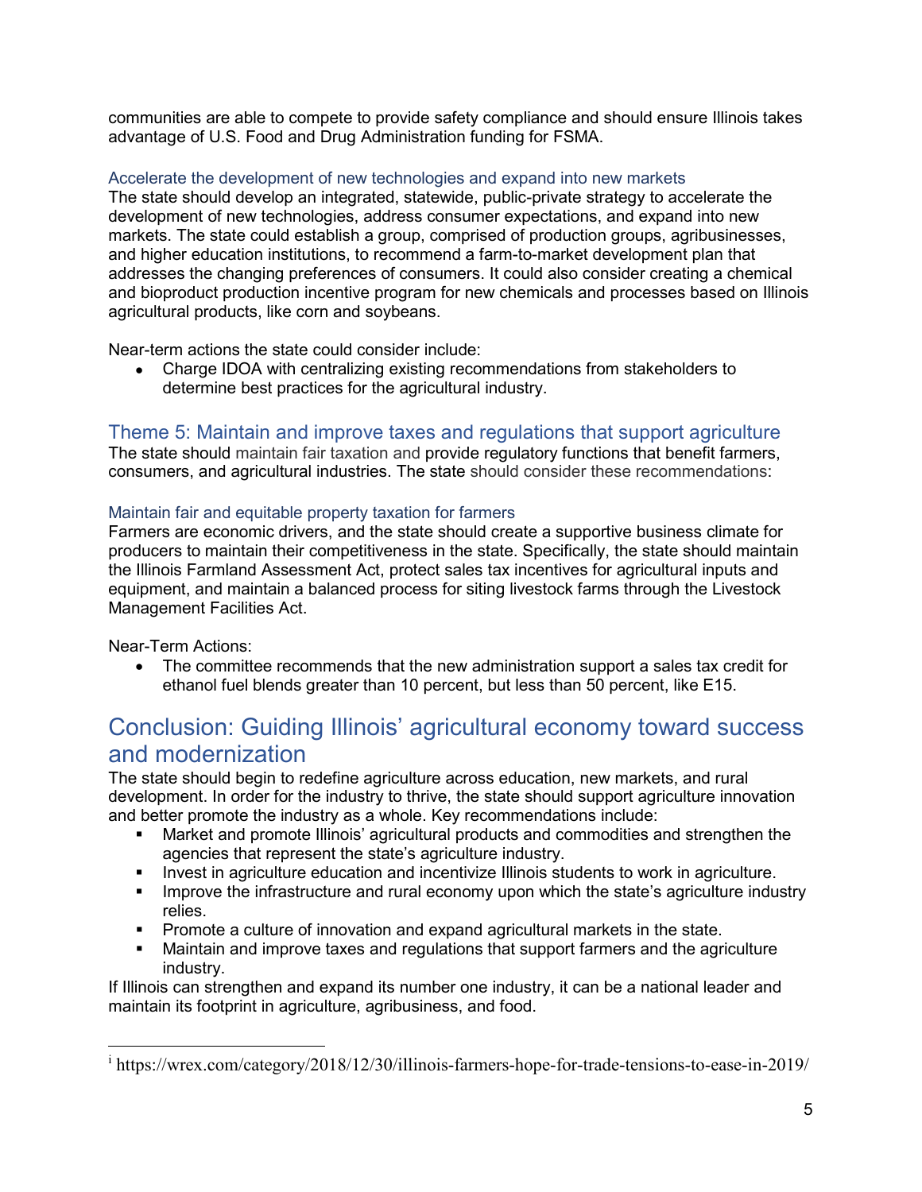communities are able to compete to provide safety compliance and should ensure Illinois takes advantage of U.S. Food and Drug Administration funding for FSMA.

### Accelerate the development of new technologies and expand into new markets

The state should develop an integrated, statewide, public-private strategy to accelerate the development of new technologies, address consumer expectations, and expand into new markets. The state could establish a group, comprised of production groups, agribusinesses, and higher education institutions, to recommend a farm-to-market development plan that addresses the changing preferences of consumers. It could also consider creating a chemical and bioproduct production incentive program for new chemicals and processes based on Illinois agricultural products, like corn and soybeans.

Near-term actions the state could consider include:

- Charge IDOA with centralizing existing recommendations from stakeholders to determine best practices for the agricultural industry.

## Theme 5: Maintain and improve taxes and regulations that support agriculture

The state should maintain fair taxation and provide regulatory functions that benefit farmers, consumers, and agricultural industries. The state should consider these recommendations:

### Maintain fair and equitable property taxation for farmers

Farmers are economic drivers, and the state should create a supportive business climate for producers to maintain their competitiveness in the state. Specifically, the state should maintain the Illinois Farmland Assessment Act, protect sales tax incentives for agricultural inputs and equipment, and maintain a balanced process for siting livestock farms through the Livestock Management Facilities Act.

Near-Term Actions:

- The committee recommends that the new administration support a sales tax credit for ethanol fuel blends greater than 10 percent, but less than 50 percent, like E15.

# Conclusion: Guiding Illinois' agricultural economy toward success and modernization

The state should begin to redefine agriculture across education, new markets, and rural development. In order for the industry to thrive, the state should support agriculture innovation and better promote the industry as a whole. Key recommendations include:

- Market and promote Illinois' agricultural products and commodities and strengthen the agencies that represent the state's agriculture industry.
- Invest in agriculture education and incentivize Illinois students to work in agriculture.
- Improve the infrastructure and rural economy upon which the state's agriculture industry relies.
- Promote a culture of innovation and expand agricultural markets in the state.
- Maintain and improve taxes and regulations that support farmers and the agriculture industry.

If Illinois can strengthen and expand its number one industry, it can be a national leader and maintain its footprint in agriculture, agribusiness, and food.

---

[i] https://wrex.com/category/2018/12/30/illinois-farmers-hope-for-trade-tensions-to-ease-in-2019/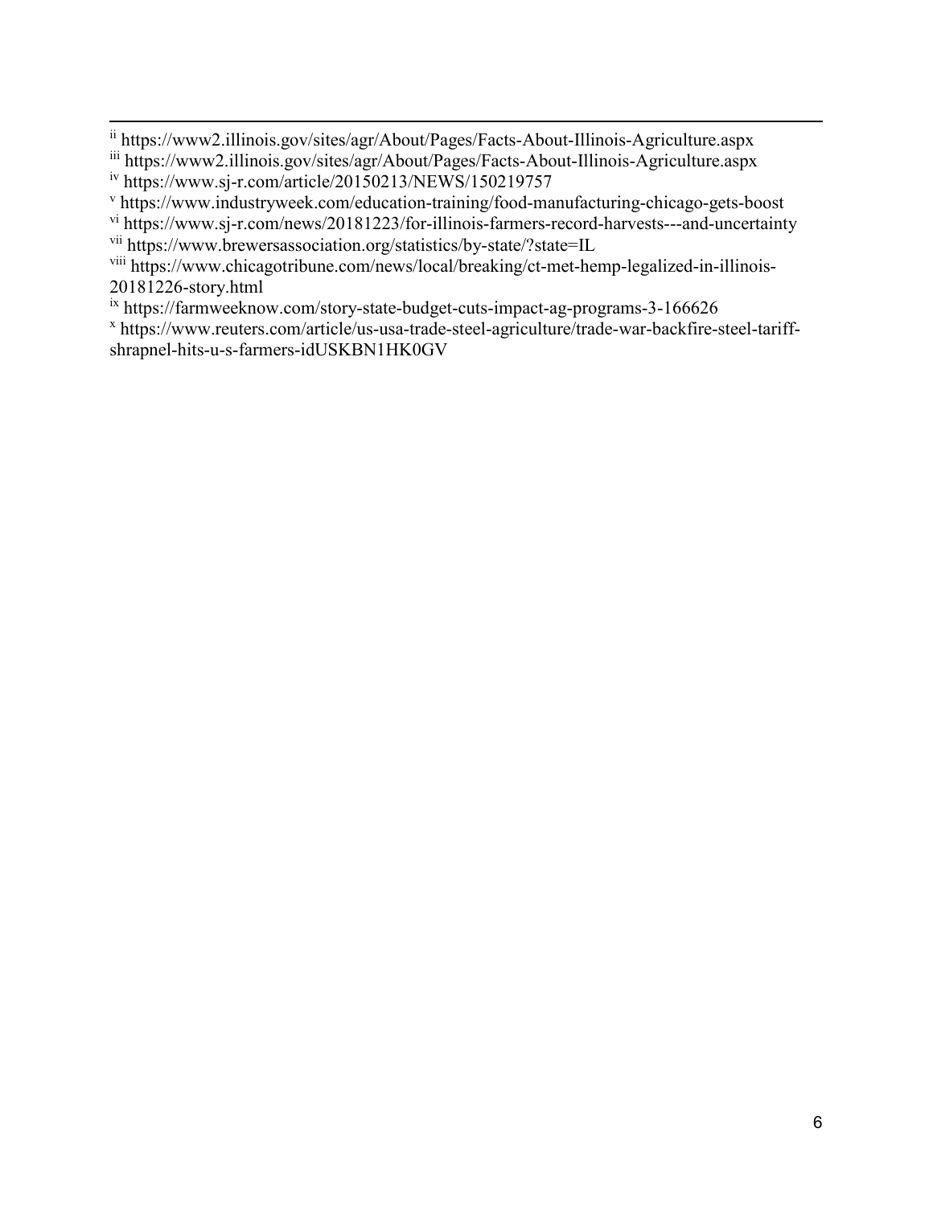[ii] https://www2.illinois.gov/sites/agr/About/Pages/Facts-About-Illinois-Agriculture.aspx

[iii] https://www2.illinois.gov/sites/agr/About/Pages/Facts-About-Illinois-Agriculture.aspx

[iv] https://www.sj-r.com/article/20150213/NEWS/150219757

[v] https://www.industryweek.com/education-training/food-manufacturing-chicago-gets-boost

[vi] https://www.sj-r.com/news/20181223/for-illinois-farmers-record-harvests---and-uncertainty

[vii] https://www.brewersassociation.org/statistics/by-state/?state=IL

[viii] https://www.chicagotribune.com/news/local/breaking/ct-met-hemp-legalized-in-illinois-20181226-story.html

[ix] https://farmweeknow.com/story-state-budget-cuts-impact-ag-programs-3-166626

[x] https://www.reuters.com/article/us-usa-trade-steel-agriculture/trade-war-backfire-steel-tariff-shrapnel-hits-u-s-farmers-idUSKBN1HK0GV